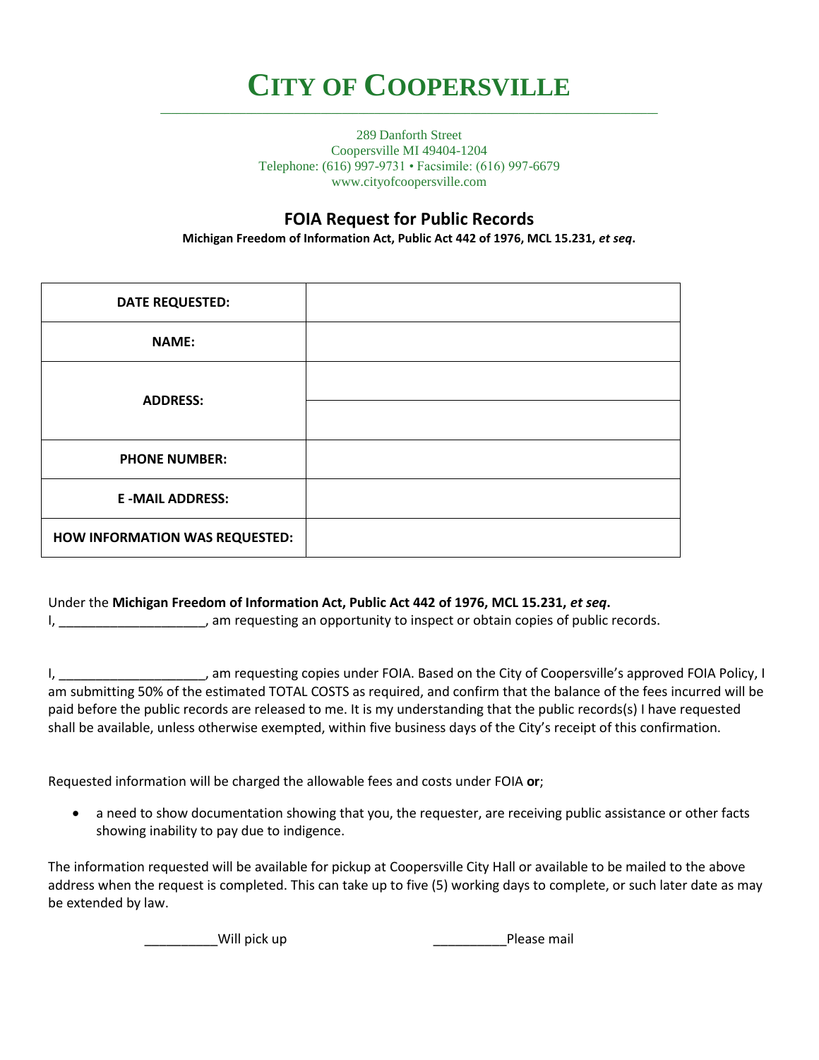# City of Coopersville

289 Danforth Street
Coopersville MI 49404-1204
Telephone: (616) 997-9731 • Facsimile: (616) 997-6679
www.cityofcoopersville.com

## FOIA Request for Public Records

**Michigan Freedom of Information Act, Public Act 442 of 1976, MCL 15.231, *et seq*.**

| | |
|---|---|
| **DATE REQUESTED:** | |
| **NAME:** | |
| **ADDRESS:** | |
| | |
| **PHONE NUMBER:** | |
| **E -MAIL ADDRESS:** | |
| **HOW INFORMATION WAS REQUESTED:** | |

Under the **Michigan Freedom of Information Act, Public Act 442 of 1976, MCL 15.231, *et seq*.**
I, ____________________, am requesting an opportunity to inspect or obtain copies of public records.

I, ____________________, am requesting copies under FOIA. Based on the City of Coopersville's approved FOIA Policy, I am submitting 50% of the estimated TOTAL COSTS as required, and confirm that the balance of the fees incurred will be paid before the public records are released to me. It is my understanding that the public records(s) I have requested shall be available, unless otherwise exempted, within five business days of the City's receipt of this confirmation.

Requested information will be charged the allowable fees and costs under FOIA **or**;

- a need to show documentation showing that you, the requester, are receiving public assistance or other facts showing inability to pay due to indigence.

The information requested will be available for pickup at Coopersville City Hall or available to be mailed to the above address when the request is completed. This can take up to five (5) working days to complete, or such later date as may be extended by law.

__________Will pick up __________Please mail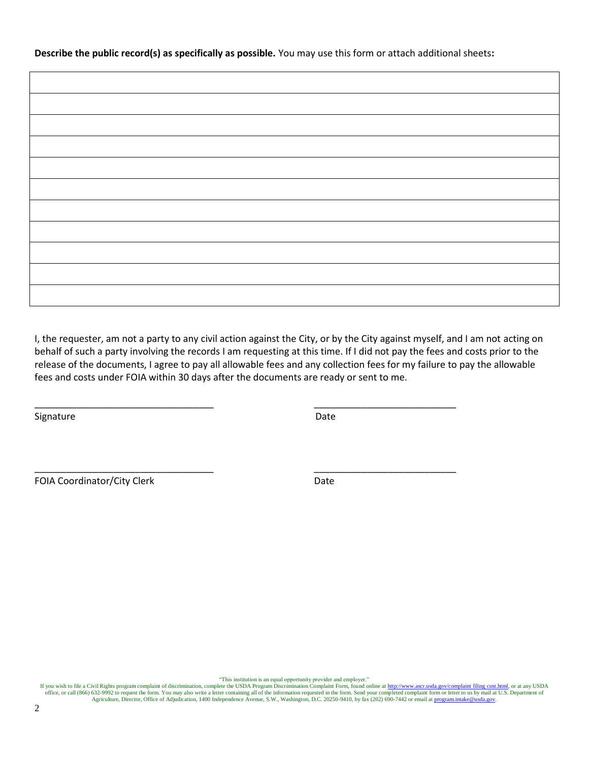**Describe the public record(s) as specifically as possible.** You may use this form or attach additional sheets**:**

| |
|---|
| |
| |
| |
| |
| |
| |
| |
| |
| |
| |

I, the requester, am not a party to any civil action against the City, or by the City against myself, and I am not acting on behalf of such a party involving the records I am requesting at this time. If I did not pay the fees and costs prior to the release of the documents, I agree to pay all allowable fees and any collection fees for my failure to pay the allowable fees and costs under FOIA within 30 days after the documents are ready or sent to me.

___________________________________ ___________________________

Signature Date

___________________________________ ___________________________

FOIA Coordinator/City Clerk Date

"This institution is an equal opportunity provider and employer."

If you wish to file a Civil Rights program complaint of discrimination, complete the USDA Program Discrimination Complaint Form, found online at http://www.ascr.usda.gov/complaint_filing_cust.html, or at any USDA office, or call (866) 632-9992 to request the form. You may also write a letter containing all of the information requested in the form. Send your completed complaint form or letter to us by mail at U.S. Department of Agriculture, Director, Office of Adjudication, 1400 Independence Avenue, S.W., Washington, D.C. 20250-9410, by fax (202) 690-7442 or email at program.intake@usda.gov.